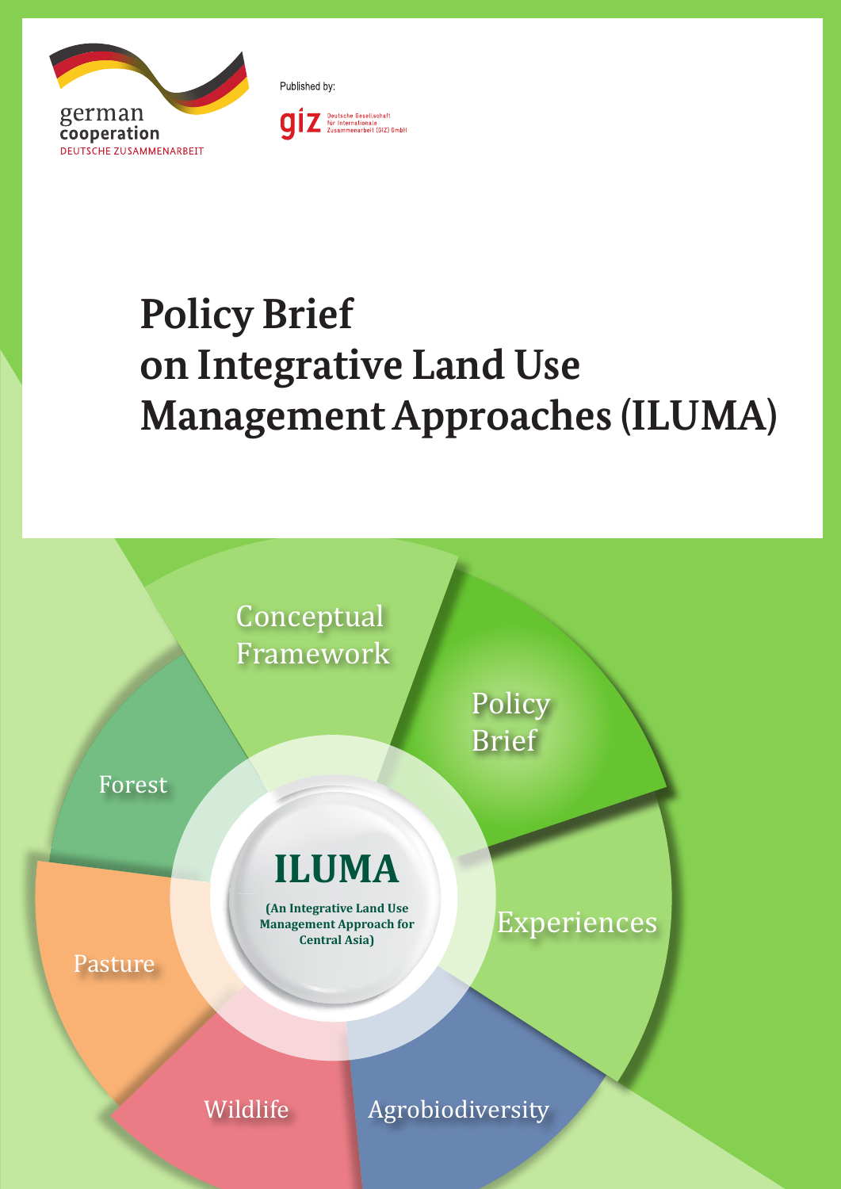german cooperation

DEUTSCHE ZUSAMMENARBEIT

Published by:

giz Deutsche Gesellschaft für Internationale Zusammenarbeit (GIZ) GmbH

# Policy Brief on Integrative Land Use Management Approaches (ILUMA)

Conceptual Framework

Policy Brief

Experiences

Agrobiodiversity

Wildlife

Pasture

Forest

**ILUMA**

**(An Integrative Land Use Management Approach for Central Asia)**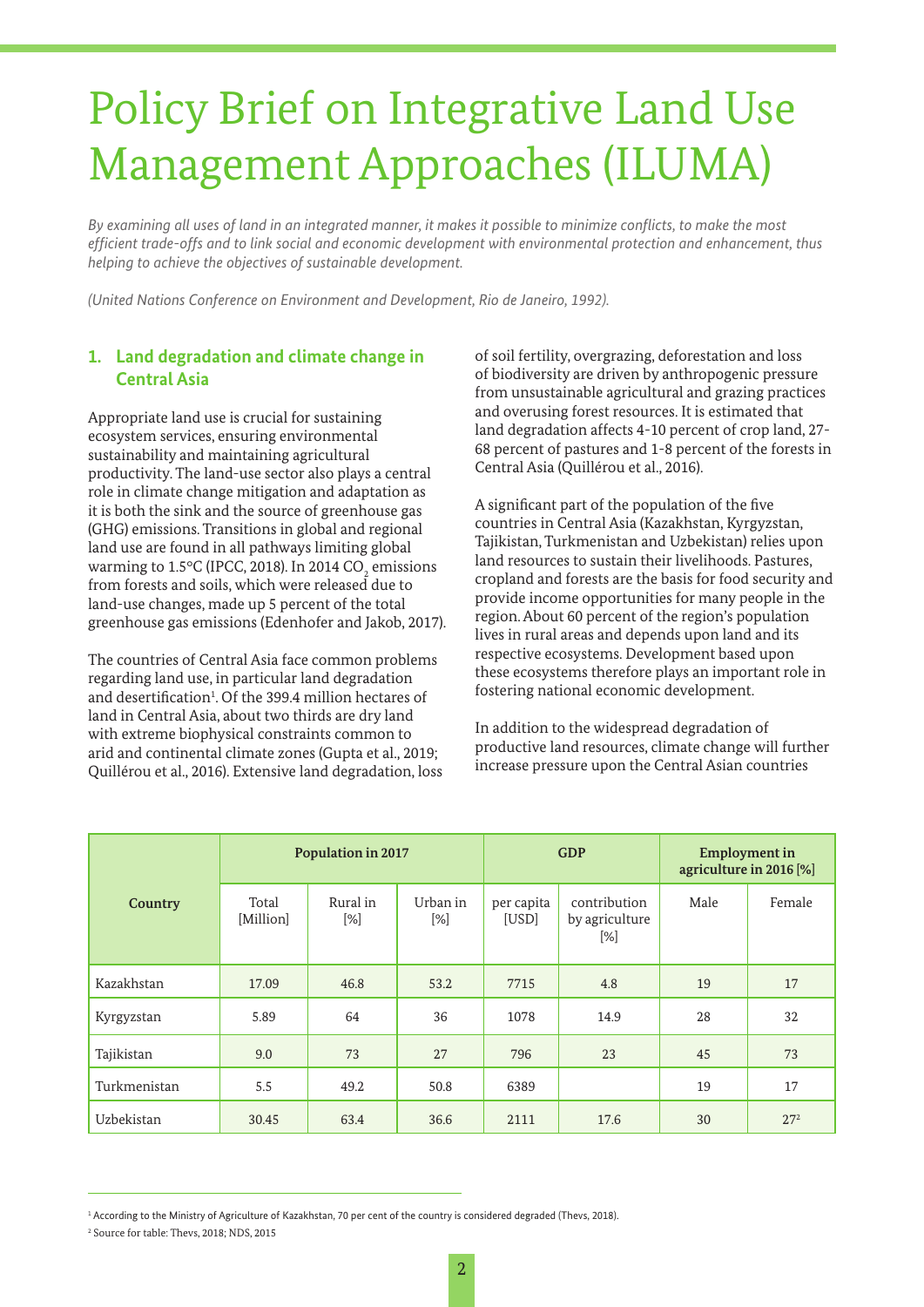# Policy Brief on Integrative Land Use Management Approaches (ILUMA)

*By examining all uses of land in an integrated manner, it makes it possible to minimize conflicts, to make the most efficient trade-offs and to link social and economic development with environmental protection and enhancement, thus helping to achieve the objectives of sustainable development.*

*(United Nations Conference on Environment and Development, Rio de Janeiro, 1992).*

## 1. Land degradation and climate change in Central Asia

Appropriate land use is crucial for sustaining ecosystem services, ensuring environmental sustainability and maintaining agricultural productivity. The land-use sector also plays a central role in climate change mitigation and adaptation as it is both the sink and the source of greenhouse gas (GHG) emissions. Transitions in global and regional land use are found in all pathways limiting global warming to 1.5°C (IPCC, 2018). In 2014 $CO_2$ emissions from forests and soils, which were released due to land-use changes, made up 5 percent of the total greenhouse gas emissions (Edenhofer and Jakob, 2017).

The countries of Central Asia face common problems regarding land use, in particular land degradation and desertification[1]. Of the 399.4 million hectares of land in Central Asia, about two thirds are dry land with extreme biophysical constraints common to arid and continental climate zones (Gupta et al., 2019; Quillérou et al., 2016). Extensive land degradation, loss of soil fertility, overgrazing, deforestation and loss of biodiversity are driven by anthropogenic pressure from unsustainable agricultural and grazing practices and overusing forest resources. It is estimated that land degradation affects 4-10 percent of crop land, 27-68 percent of pastures and 1-8 percent of the forests in Central Asia (Quillérou et al., 2016).

A significant part of the population of the five countries in Central Asia (Kazakhstan, Kyrgyzstan, Tajikistan, Turkmenistan and Uzbekistan) relies upon land resources to sustain their livelihoods. Pastures, cropland and forests are the basis for food security and provide income opportunities for many people in the region. About 60 percent of the region's population lives in rural areas and depends upon land and its respective ecosystems. Development based upon these ecosystems therefore plays an important role in fostering national economic development.

In addition to the widespread degradation of productive land resources, climate change will further increase pressure upon the Central Asian countries

| Country | Population in 2017 | | | GDP | | Employment in agriculture in 2016 [%] | |
|---|---|---|---|---|---|---|---|
| | Total [Million] | Rural in [%] | Urban in [%] | per capita [USD] | contribution by agriculture [%] | Male | Female |
| Kazakhstan | 17.09 | 46.8 | 53.2 | 7715 | 4.8 | 19 | 17 |
| Kyrgyzstan | 5.89 | 64 | 36 | 1078 | 14.9 | 28 | 32 |
| Tajikistan | 9.0 | 73 | 27 | 796 | 23 | 45 | 73 |
| Turkmenistan | 5.5 | 49.2 | 50.8 | 6389 | | 19 | 17 |
| Uzbekistan | 30.45 | 63.4 | 36.6 | 2111 | 17.6 | 30 | 27[2] |

[1] According to the Ministry of Agriculture of Kazakhstan, 70 per cent of the country is considered degraded (Thevs, 2018).

[2] Source for table: Thevs, 2018; NDS, 2015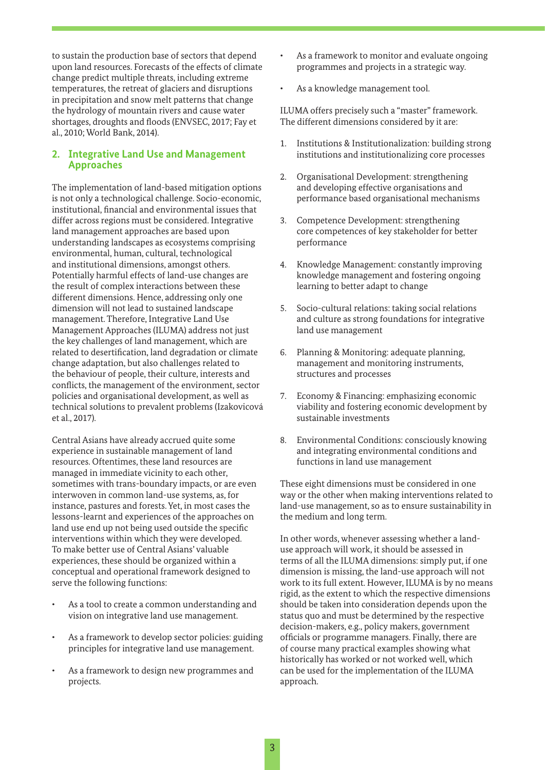to sustain the production base of sectors that depend upon land resources. Forecasts of the effects of climate change predict multiple threats, including extreme temperatures, the retreat of glaciers and disruptions in precipitation and snow melt patterns that change the hydrology of mountain rivers and cause water shortages, droughts and floods (ENVSEC, 2017; Fay et al., 2010; World Bank, 2014).

## 2. Integrative Land Use and Management Approaches

The implementation of land-based mitigation options is not only a technological challenge. Socio-economic, institutional, financial and environmental issues that differ across regions must be considered. Integrative land management approaches are based upon understanding landscapes as ecosystems comprising environmental, human, cultural, technological and institutional dimensions, amongst others. Potentially harmful effects of land-use changes are the result of complex interactions between these different dimensions. Hence, addressing only one dimension will not lead to sustained landscape management. Therefore, Integrative Land Use Management Approaches (ILUMA) address not just the key challenges of land management, which are related to desertification, land degradation or climate change adaptation, but also challenges related to the behaviour of people, their culture, interests and conflicts, the management of the environment, sector policies and organisational development, as well as technical solutions to prevalent problems (Izakovicová et al., 2017).

Central Asians have already accrued quite some experience in sustainable management of land resources. Oftentimes, these land resources are managed in immediate vicinity to each other, sometimes with trans-boundary impacts, or are even interwoven in common land-use systems, as, for instance, pastures and forests. Yet, in most cases the lessons-learnt and experiences of the approaches on land use end up not being used outside the specific interventions within which they were developed. To make better use of Central Asians' valuable experiences, these should be organized within a conceptual and operational framework designed to serve the following functions:

- As a tool to create a common understanding and vision on integrative land use management.
- As a framework to develop sector policies: guiding principles for integrative land use management.
- As a framework to design new programmes and projects.
- As a framework to monitor and evaluate ongoing programmes and projects in a strategic way.
- As a knowledge management tool.

ILUMA offers precisely such a "master" framework. The different dimensions considered by it are:

1. Institutions & Institutionalization: building strong institutions and institutionalizing core processes
2. Organisational Development: strengthening and developing effective organisations and performance based organisational mechanisms
3. Competence Development: strengthening core competences of key stakeholder for better performance
4. Knowledge Management: constantly improving knowledge management and fostering ongoing learning to better adapt to change
5. Socio-cultural relations: taking social relations and culture as strong foundations for integrative land use management
6. Planning & Monitoring: adequate planning, management and monitoring instruments, structures and processes
7. Economy & Financing: emphasizing economic viability and fostering economic development by sustainable investments
8. Environmental Conditions: consciously knowing and integrating environmental conditions and functions in land use management

These eight dimensions must be considered in one way or the other when making interventions related to land-use management, so as to ensure sustainability in the medium and long term.

In other words, whenever assessing whether a land-use approach will work, it should be assessed in terms of all the ILUMA dimensions: simply put, if one dimension is missing, the land-use approach will not work to its full extent. However, ILUMA is by no means rigid, as the extent to which the respective dimensions should be taken into consideration depends upon the status quo and must be determined by the respective decision-makers, e.g., policy makers, government officials or programme managers. Finally, there are of course many practical examples showing what historically has worked or not worked well, which can be used for the implementation of the ILUMA approach.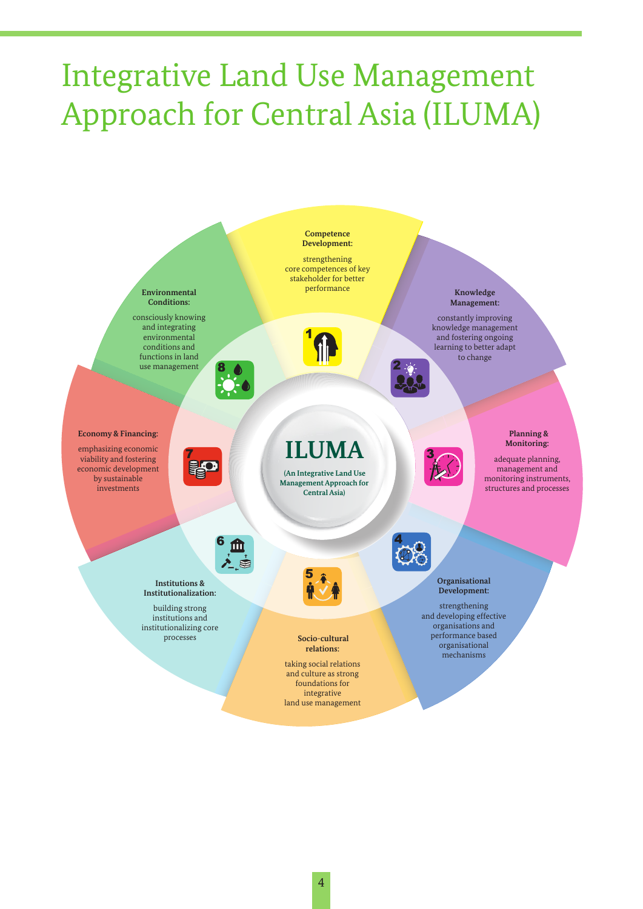# Integrative Land Use Management Approach for Central Asia (ILUMA)

**ILUMA**

(An Integrative Land Use Management Approach for Central Asia)

**1 Competence Development:**

strengthening core competences of key stakeholder for better performance

**2 Knowledge Management:**

constantly improving knowledge management and fostering ongoing learning to better adapt to change

**3 Planning & Monitoring:**

adequate planning, management and monitoring instruments, structures and processes

**4 Organisational Development:**

strengthening and developing effective organisations and performance based organisational mechanisms

**5 Socio-cultural relations:**

taking social relations and culture as strong foundations for integrative land use management

**6 Institutions & Institutionalization:**

building strong institutions and institutionalizing core processes

**7 Economy & Financing:**

emphasizing economic viability and fostering economic development by sustainable investments

**8 Environmental Conditions:**

consciously knowing and integrating environmental conditions and functions in land use management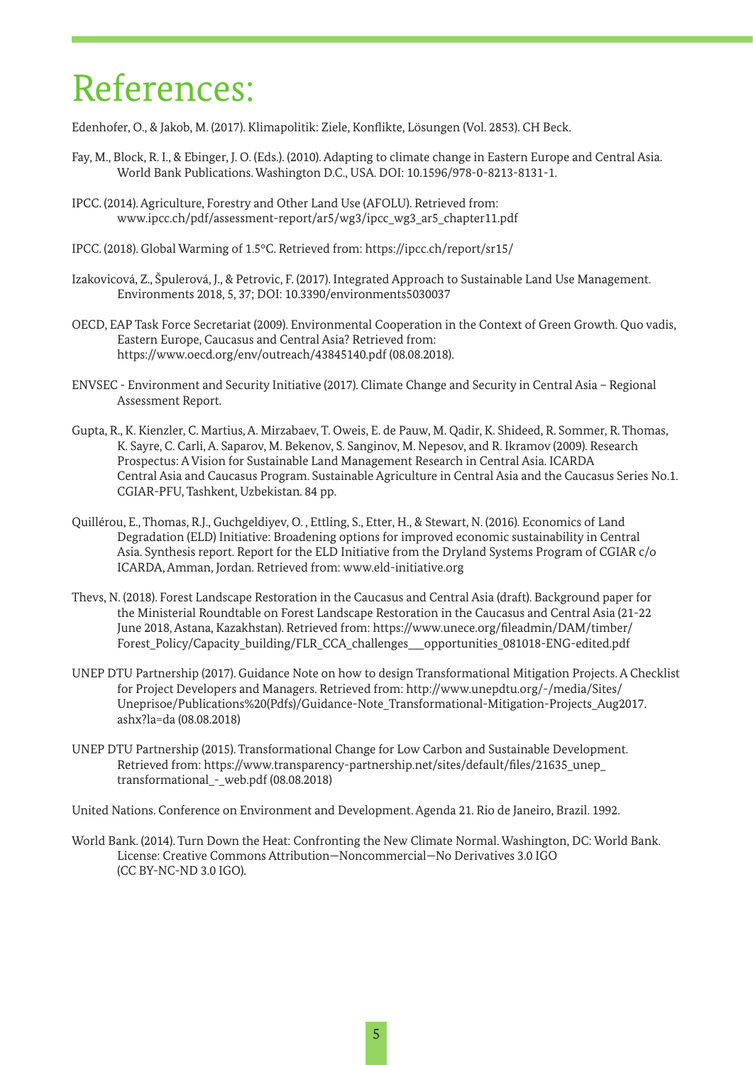# References:

Edenhofer, O., & Jakob, M. (2017). Klimapolitik: Ziele, Konflikte, Lösungen (Vol. 2853). CH Beck.

Fay, M., Block, R. I., & Ebinger, J. O. (Eds.). (2010). Adapting to climate change in Eastern Europe and Central Asia. World Bank Publications. Washington D.C., USA. DOI: 10.1596/978-0-8213-8131-1.

IPCC. (2014). Agriculture, Forestry and Other Land Use (AFOLU). Retrieved from: www.ipcc.ch/pdf/assessment-report/ar5/wg3/ipcc_wg3_ar5_chapter11.pdf

IPCC. (2018). Global Warming of 1.5°C. Retrieved from: https://ipcc.ch/report/sr15/

Izakovicová, Z., Špulerová, J., & Petrovic, F. (2017). Integrated Approach to Sustainable Land Use Management. Environments 2018, 5, 37; DOI: 10.3390/environments5030037

OECD, EAP Task Force Secretariat (2009). Environmental Cooperation in the Context of Green Growth. Quo vadis, Eastern Europe, Caucasus and Central Asia? Retrieved from: https://www.oecd.org/env/outreach/43845140.pdf (08.08.2018).

ENVSEC - Environment and Security Initiative (2017). Climate Change and Security in Central Asia – Regional Assessment Report.

Gupta, R., K. Kienzler, C. Martius, A. Mirzabaev, T. Oweis, E. de Pauw, M. Qadir, K. Shideed, R. Sommer, R. Thomas, K. Sayre, C. Carli, A. Saparov, M. Bekenov, S. Sanginov, M. Nepesov, and R. Ikramov (2009). Research Prospectus: A Vision for Sustainable Land Management Research in Central Asia. ICARDA Central Asia and Caucasus Program. Sustainable Agriculture in Central Asia and the Caucasus Series No.1. CGIAR-PFU, Tashkent, Uzbekistan. 84 pp.

Quillérou, E., Thomas, R.J., Guchgeldiyev, O. , Ettling, S., Etter, H., & Stewart, N. (2016). Economics of Land Degradation (ELD) Initiative: Broadening options for improved economic sustainability in Central Asia. Synthesis report. Report for the ELD Initiative from the Dryland Systems Program of CGIAR c/o ICARDA, Amman, Jordan. Retrieved from: www.eld-initiative.org

Thevs, N. (2018). Forest Landscape Restoration in the Caucasus and Central Asia (draft). Background paper for the Ministerial Roundtable on Forest Landscape Restoration in the Caucasus and Central Asia (21-22 June 2018, Astana, Kazakhstan). Retrieved from: https://www.unece.org/fileadmin/DAM/timber/Forest_Policy/Capacity_building/FLR_CCA_challenges___opportunities_081018-ENG-edited.pdf

UNEP DTU Partnership (2017). Guidance Note on how to design Transformational Mitigation Projects. A Checklist for Project Developers and Managers. Retrieved from: http://www.unepdtu.org/-/media/Sites/Uneprisoe/Publications%20(Pdfs)/Guidance-Note_Transformational-Mitigation-Projects_Aug2017.ashx?la=da (08.08.2018)

UNEP DTU Partnership (2015). Transformational Change for Low Carbon and Sustainable Development. Retrieved from: https://www.transparency-partnership.net/sites/default/files/21635_unep_transformational_-_web.pdf (08.08.2018)

United Nations. Conference on Environment and Development. Agenda 21. Rio de Janeiro, Brazil. 1992.

World Bank. (2014). Turn Down the Heat: Confronting the New Climate Normal. Washington, DC: World Bank. License: Creative Commons Attribution—Noncommercial—No Derivatives 3.0 IGO (CC BY-NC-ND 3.0 IGO).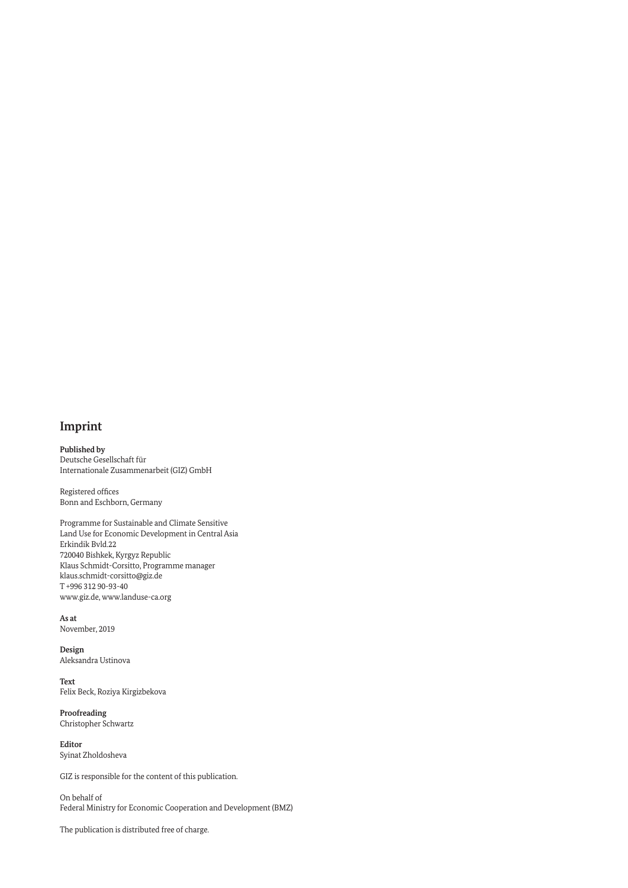# Imprint

**Published by**
Deutsche Gesellschaft für
Internationale Zusammenarbeit (GIZ) GmbH

Registered offices
Bonn and Eschborn, Germany

Programme for Sustainable and Climate Sensitive
Land Use for Economic Development in Central Asia
Erkindik Bvld.22
720040 Bishkek, Kyrgyz Republic
Klaus Schmidt-Corsitto, Programme manager
klaus.schmidt-corsitto@giz.de
T +996 312 90-93-40
www.giz.de, www.landuse-ca.org

**As at**
November, 2019

**Design**
Aleksandra Ustinova

**Text**
Felix Beck, Roziya Kirgizbekova

**Proofreading**
Christopher Schwartz

**Editor**
Syinat Zholdosheva

GIZ is responsible for the content of this publication.

On behalf of
Federal Ministry for Economic Cooperation and Development (BMZ)

The publication is distributed free of charge.